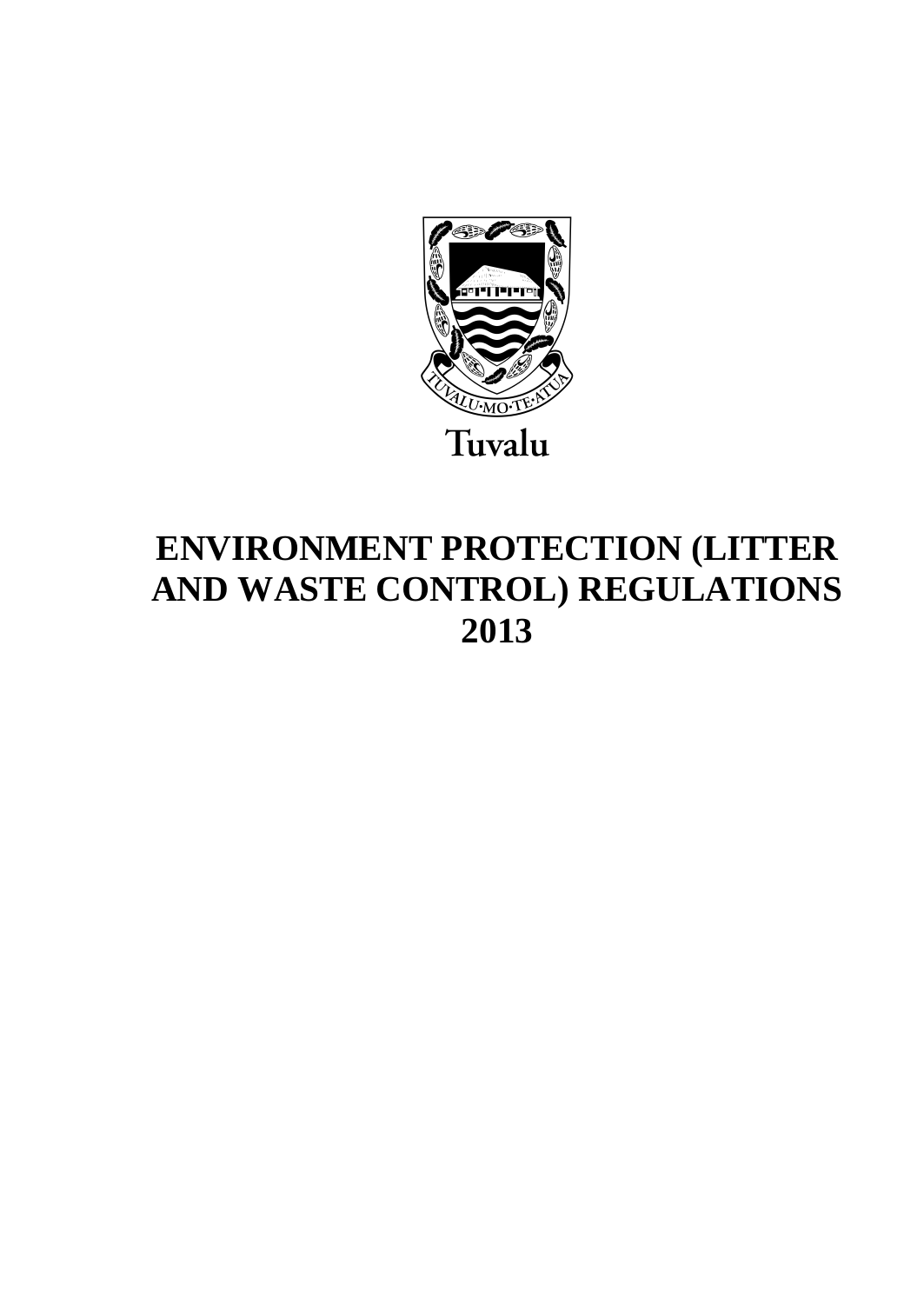TUVALU·MO·TE·ATUA

Tuvalu

# ENVIRONMENT PROTECTION (LITTER AND WASTE CONTROL) REGULATIONS 2013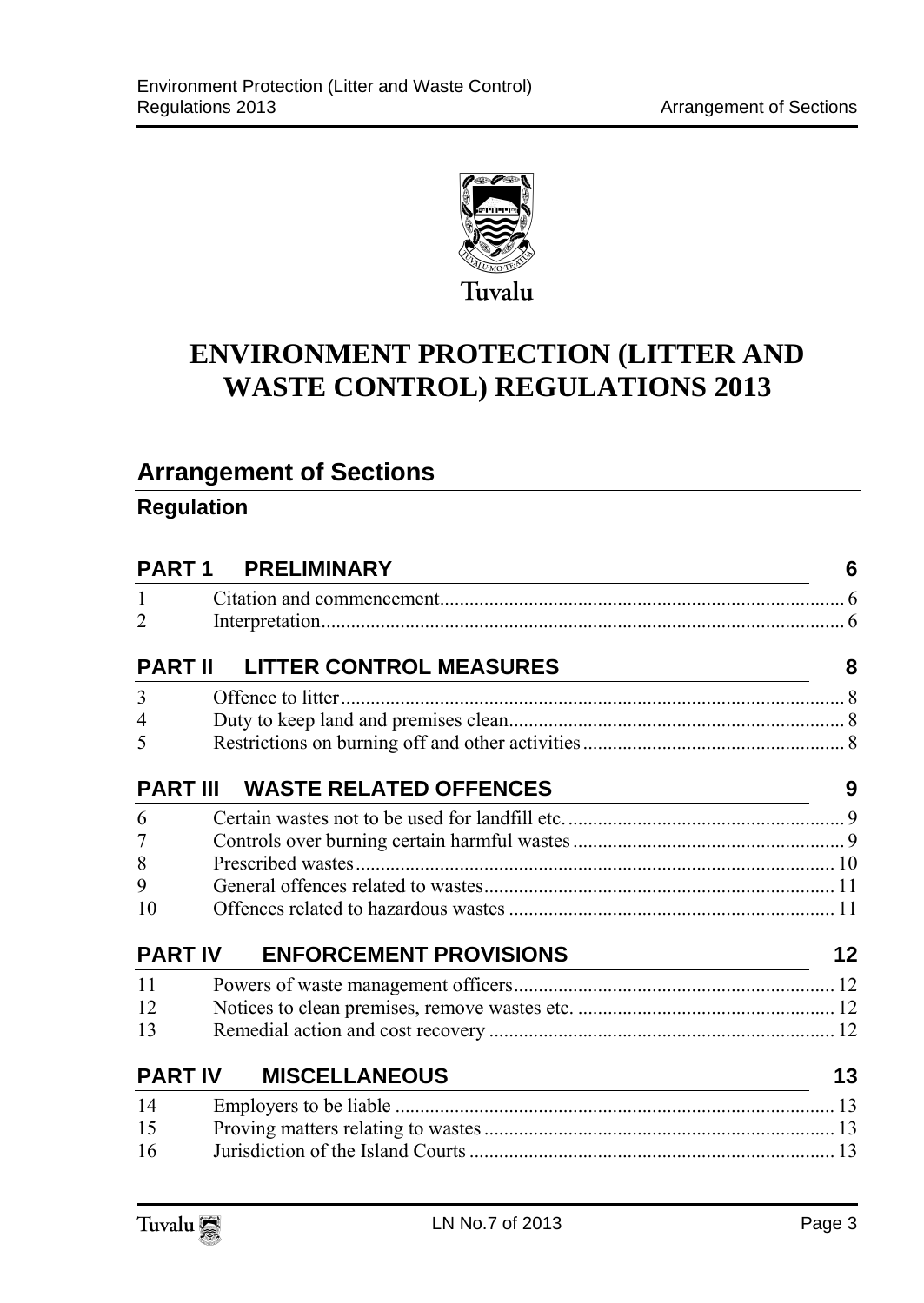Tuvalu

# ENVIRONMENT PROTECTION (LITTER AND WASTE CONTROL) REGULATIONS 2013

## Arrangement of Sections

### Regulation

| | | |
|---|---|---|
| **PART 1** | **PRELIMINARY** | **6** |
| 1 | Citation and commencement | 6 |
| 2 | Interpretation | 6 |
| **PART II** | **LITTER CONTROL MEASURES** | **8** |
| 3 | Offence to litter | 8 |
| 4 | Duty to keep land and premises clean | 8 |
| 5 | Restrictions on burning off and other activities | 8 |
| **PART III** | **WASTE RELATED OFFENCES** | **9** |
| 6 | Certain wastes not to be used for landfill etc. | 9 |
| 7 | Controls over burning certain harmful wastes | 9 |
| 8 | Prescribed wastes | 10 |
| 9 | General offences related to wastes | 11 |
| 10 | Offences related to hazardous wastes | 11 |
| **PART IV** | **ENFORCEMENT PROVISIONS** | **12** |
| 11 | Powers of waste management officers | 12 |
| 12 | Notices to clean premises, remove wastes etc. | 12 |
| 13 | Remedial action and cost recovery | 12 |
| **PART IV** | **MISCELLANEOUS** | **13** |
| 14 | Employers to be liable | 13 |
| 15 | Proving matters relating to wastes | 13 |
| 16 | Jurisdiction of the Island Courts | 13 |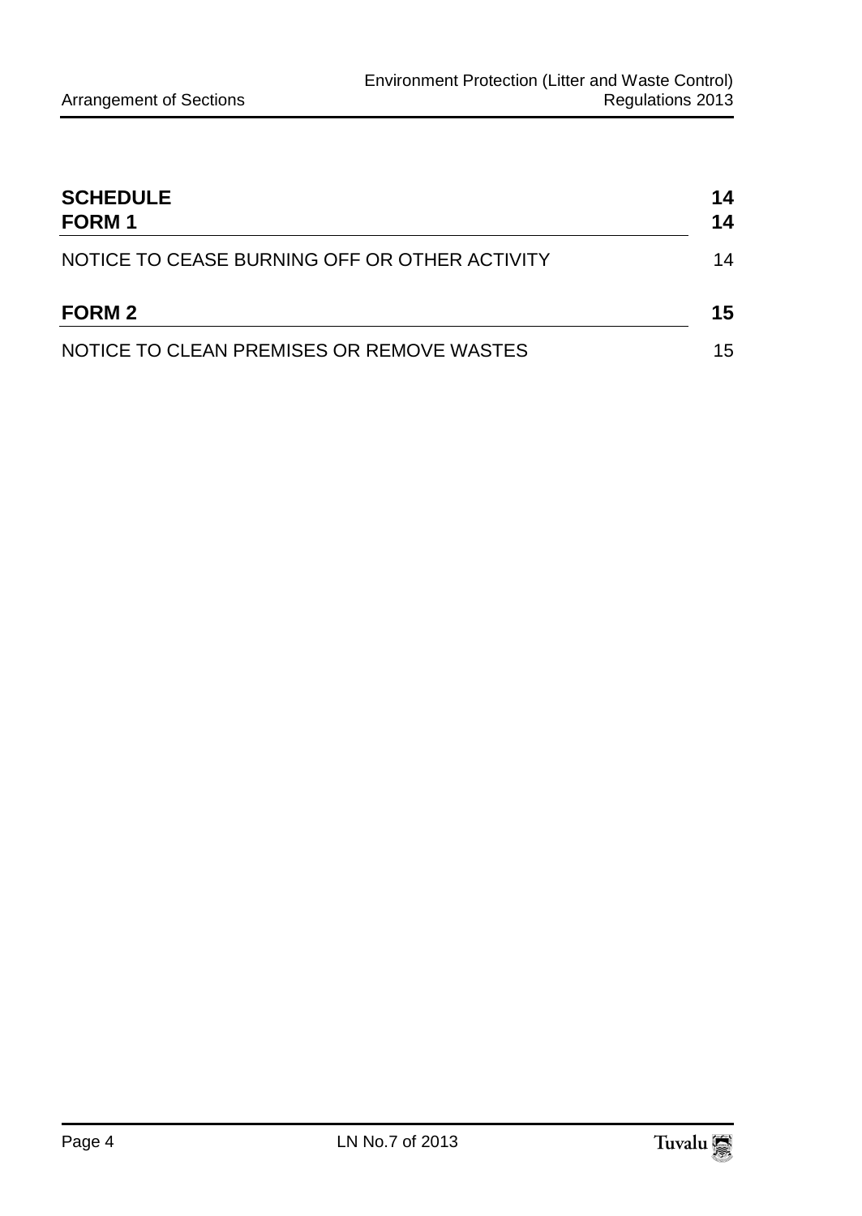**SCHEDULE** 14

**FORM 1** 14

NOTICE TO CEASE BURNING OFF OR OTHER ACTIVITY 14

**FORM 2** 15

NOTICE TO CLEAN PREMISES OR REMOVE WASTES 15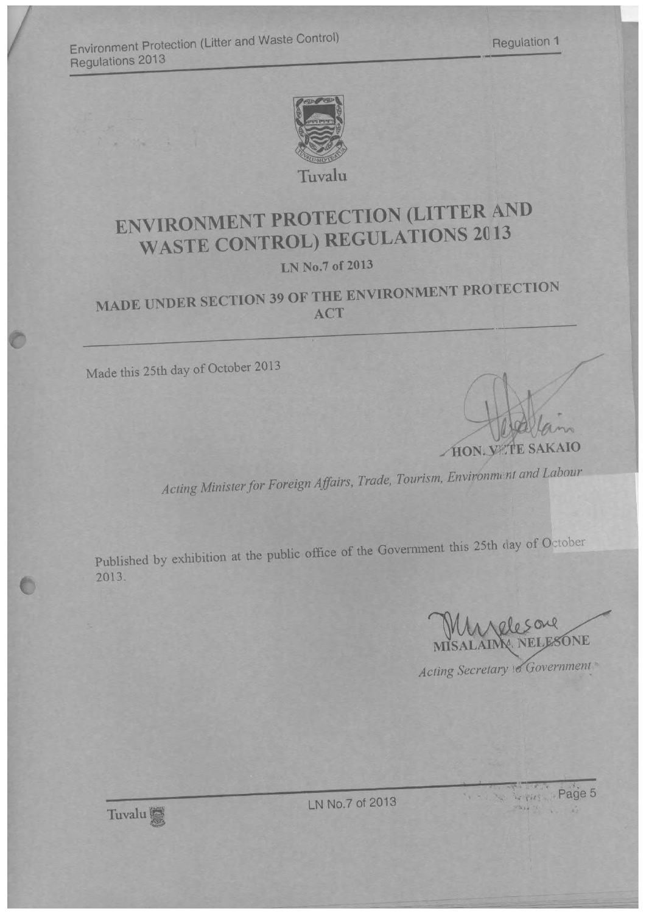Tuvalu

# ENVIRONMENT PROTECTION (LITTER AND WASTE CONTROL) REGULATIONS 2013

**LN No.7 of 2013**

## MADE UNDER SECTION 39 OF THE ENVIRONMENT PROTECTION ACT

Made this 25th day of October 2013

**HON. VETE SAKAIO**

*Acting Minister for Foreign Affairs, Trade, Tourism, Environment and Labour*

Published by exhibition at the public office of the Government this 25th day of October 2013.

**MISALAIMA NELESONE**

*Acting Secretary to Government*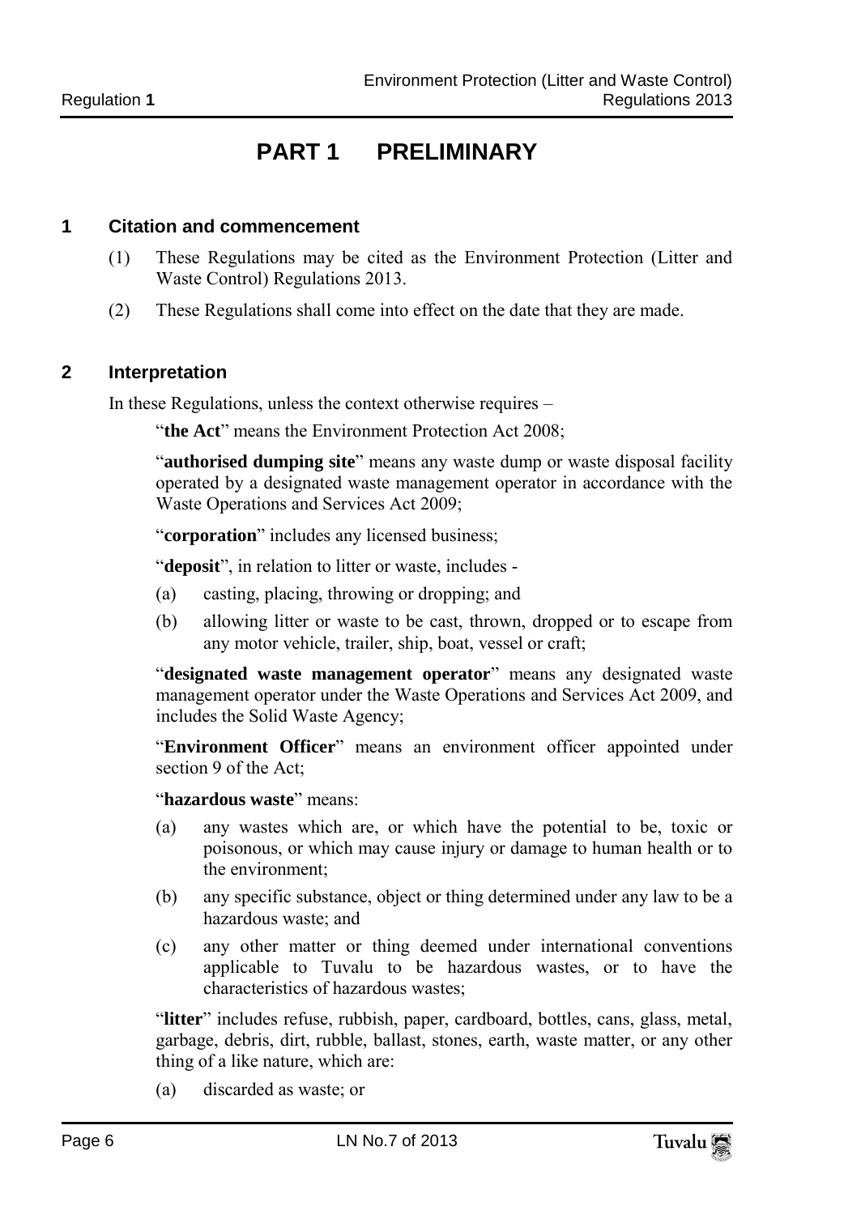# PART 1 PRELIMINARY

## 1 Citation and commencement

(1) These Regulations may be cited as the Environment Protection (Litter and Waste Control) Regulations 2013.

(2) These Regulations shall come into effect on the date that they are made.

## 2 Interpretation

In these Regulations, unless the context otherwise requires –

"**the Act**" means the Environment Protection Act 2008;

"**authorised dumping site**" means any waste dump or waste disposal facility operated by a designated waste management operator in accordance with the Waste Operations and Services Act 2009;

"**corporation**" includes any licensed business;

"**deposit**", in relation to litter or waste, includes -

(a) casting, placing, throwing or dropping; and

(b) allowing litter or waste to be cast, thrown, dropped or to escape from any motor vehicle, trailer, ship, boat, vessel or craft;

"**designated waste management operator**" means any designated waste management operator under the Waste Operations and Services Act 2009, and includes the Solid Waste Agency;

"**Environment Officer**" means an environment officer appointed under section 9 of the Act;

"**hazardous waste**" means:

(a) any wastes which are, or which have the potential to be, toxic or poisonous, or which may cause injury or damage to human health or to the environment;

(b) any specific substance, object or thing determined under any law to be a hazardous waste; and

(c) any other matter or thing deemed under international conventions applicable to Tuvalu to be hazardous wastes, or to have the characteristics of hazardous wastes;

"**litter**" includes refuse, rubbish, paper, cardboard, bottles, cans, glass, metal, garbage, debris, dirt, rubble, ballast, stones, earth, waste matter, or any other thing of a like nature, which are:

(a) discarded as waste; or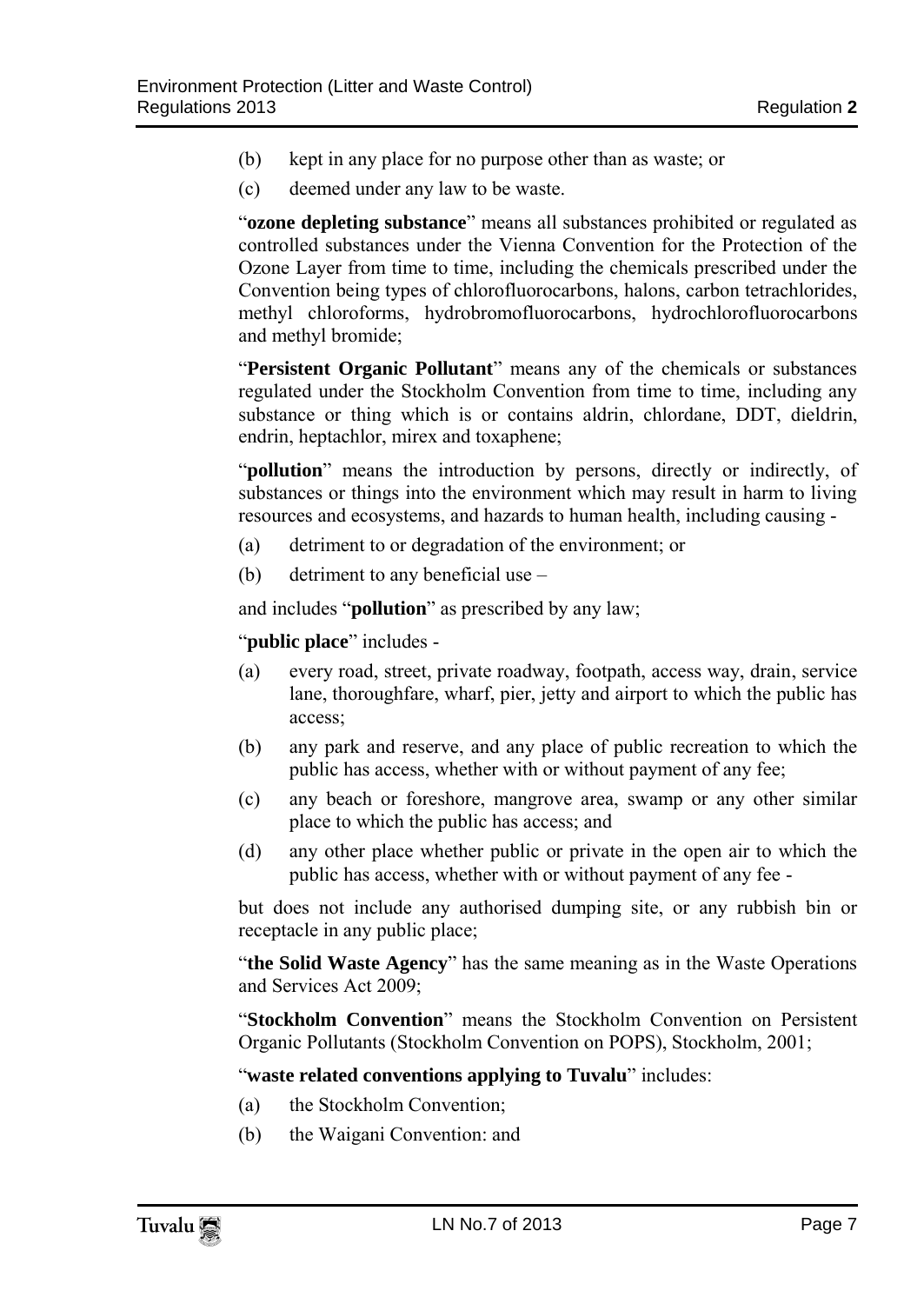(b) kept in any place for no purpose other than as waste; or

(c) deemed under any law to be waste.

"**ozone depleting substance**" means all substances prohibited or regulated as controlled substances under the Vienna Convention for the Protection of the Ozone Layer from time to time, including the chemicals prescribed under the Convention being types of chlorofluorocarbons, halons, carbon tetrachlorides, methyl chloroforms, hydrobromofluorocarbons, hydrochlorofluorocarbons and methyl bromide;

"**Persistent Organic Pollutant**" means any of the chemicals or substances regulated under the Stockholm Convention from time to time, including any substance or thing which is or contains aldrin, chlordane, DDT, dieldrin, endrin, heptachlor, mirex and toxaphene;

"**pollution**" means the introduction by persons, directly or indirectly, of substances or things into the environment which may result in harm to living resources and ecosystems, and hazards to human health, including causing -

(a) detriment to or degradation of the environment; or

(b) detriment to any beneficial use –

and includes "**pollution**" as prescribed by any law;

"**public place**" includes -

(a) every road, street, private roadway, footpath, access way, drain, service lane, thoroughfare, wharf, pier, jetty and airport to which the public has access;

(b) any park and reserve, and any place of public recreation to which the public has access, whether with or without payment of any fee;

(c) any beach or foreshore, mangrove area, swamp or any other similar place to which the public has access; and

(d) any other place whether public or private in the open air to which the public has access, whether with or without payment of any fee -

but does not include any authorised dumping site, or any rubbish bin or receptacle in any public place;

"**the Solid Waste Agency**" has the same meaning as in the Waste Operations and Services Act 2009;

"**Stockholm Convention**" means the Stockholm Convention on Persistent Organic Pollutants (Stockholm Convention on POPS), Stockholm, 2001;

"**waste related conventions applying to Tuvalu**" includes:

(a) the Stockholm Convention;

(b) the Waigani Convention: and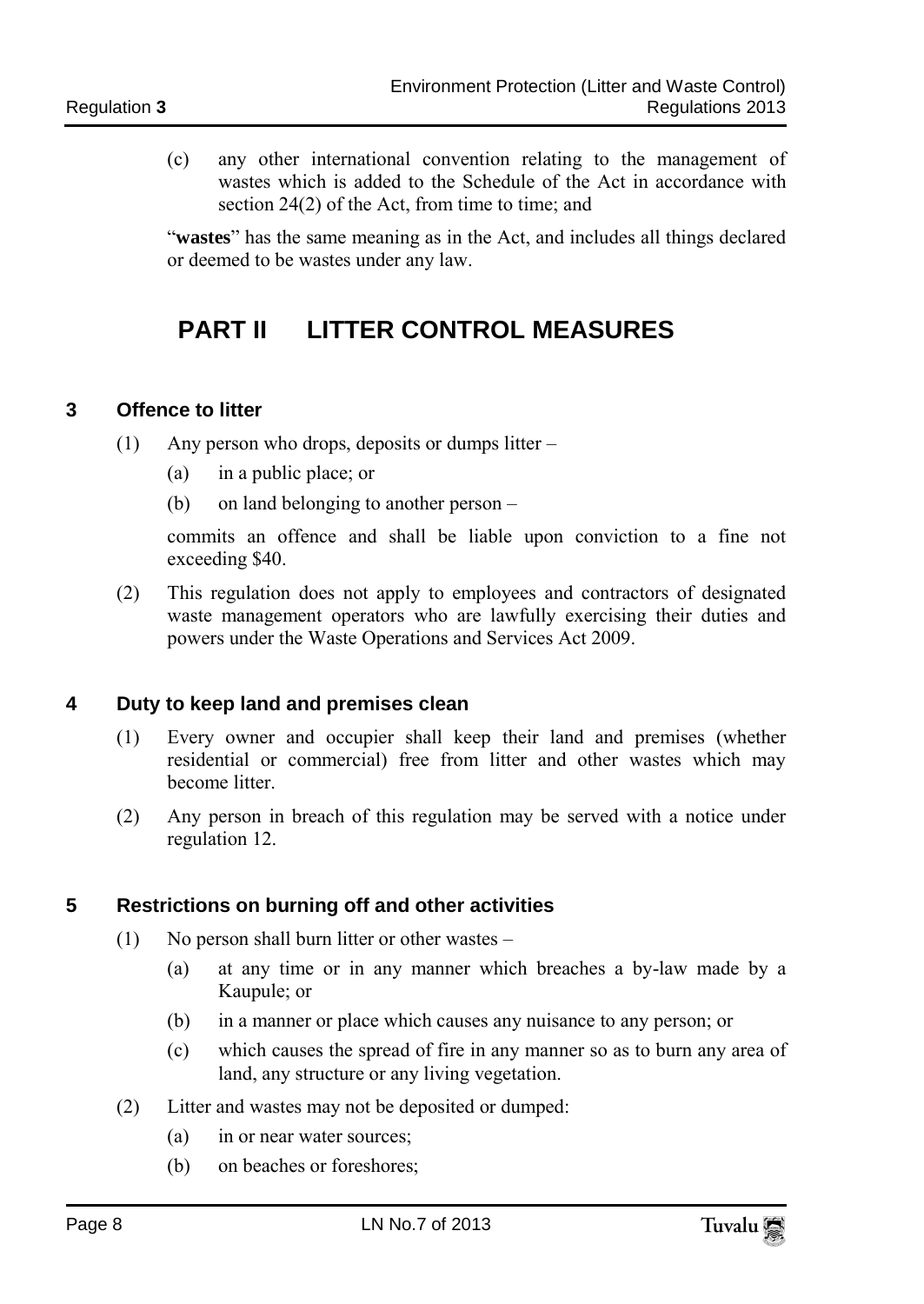(c) any other international convention relating to the management of wastes which is added to the Schedule of the Act in accordance with section 24(2) of the Act, from time to time; and

"**wastes**" has the same meaning as in the Act, and includes all things declared or deemed to be wastes under any law.

# PART II LITTER CONTROL MEASURES

## 3 Offence to litter

(1) Any person who drops, deposits or dumps litter –

(a) in a public place; or

(b) on land belonging to another person –

commits an offence and shall be liable upon conviction to a fine not exceeding $40.

(2) This regulation does not apply to employees and contractors of designated waste management operators who are lawfully exercising their duties and powers under the Waste Operations and Services Act 2009.

## 4 Duty to keep land and premises clean

(1) Every owner and occupier shall keep their land and premises (whether residential or commercial) free from litter and other wastes which may become litter.

(2) Any person in breach of this regulation may be served with a notice under regulation 12.

## 5 Restrictions on burning off and other activities

(1) No person shall burn litter or other wastes –

(a) at any time or in any manner which breaches a by-law made by a Kaupule; or

(b) in a manner or place which causes any nuisance to any person; or

(c) which causes the spread of fire in any manner so as to burn any area of land, any structure or any living vegetation.

(2) Litter and wastes may not be deposited or dumped:

(a) in or near water sources;

(b) on beaches or foreshores;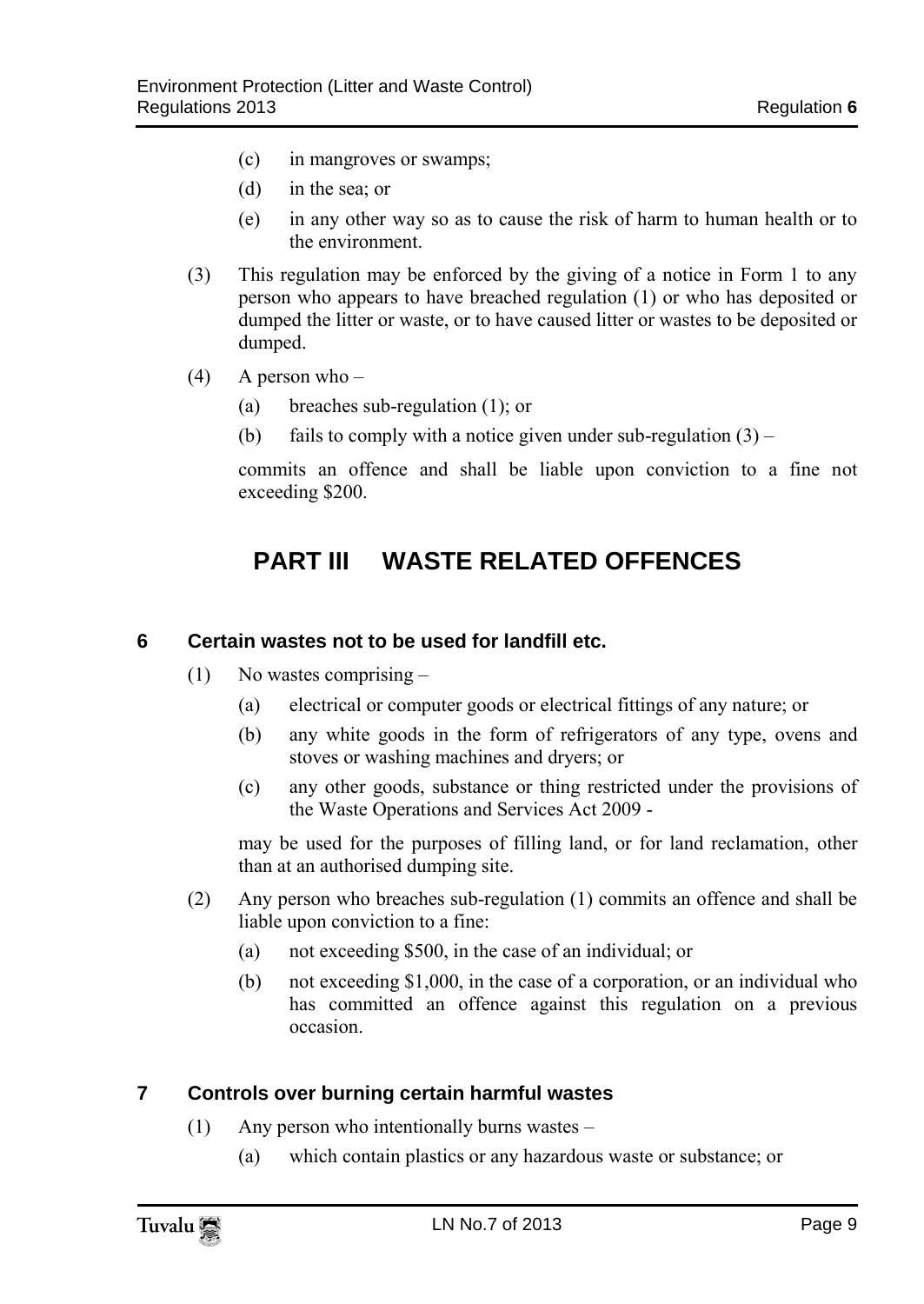(c) in mangroves or swamps;

(d) in the sea; or

(e) in any other way so as to cause the risk of harm to human health or to the environment.

(3) This regulation may be enforced by the giving of a notice in Form 1 to any person who appears to have breached regulation (1) or who has deposited or dumped the litter or waste, or to have caused litter or wastes to be deposited or dumped.

(4) A person who –

(a) breaches sub-regulation (1); or

(b) fails to comply with a notice given under sub-regulation (3) –

commits an offence and shall be liable upon conviction to a fine not exceeding $200.

# PART III WASTE RELATED OFFENCES

## 6 Certain wastes not to be used for landfill etc.

(1) No wastes comprising –

(a) electrical or computer goods or electrical fittings of any nature; or

(b) any white goods in the form of refrigerators of any type, ovens and stoves or washing machines and dryers; or

(c) any other goods, substance or thing restricted under the provisions of the Waste Operations and Services Act 2009 -

may be used for the purposes of filling land, or for land reclamation, other than at an authorised dumping site.

(2) Any person who breaches sub-regulation (1) commits an offence and shall be liable upon conviction to a fine:

(a) not exceeding $500, in the case of an individual; or

(b) not exceeding $1,000, in the case of a corporation, or an individual who has committed an offence against this regulation on a previous occasion.

## 7 Controls over burning certain harmful wastes

(1) Any person who intentionally burns wastes –

(a) which contain plastics or any hazardous waste or substance; or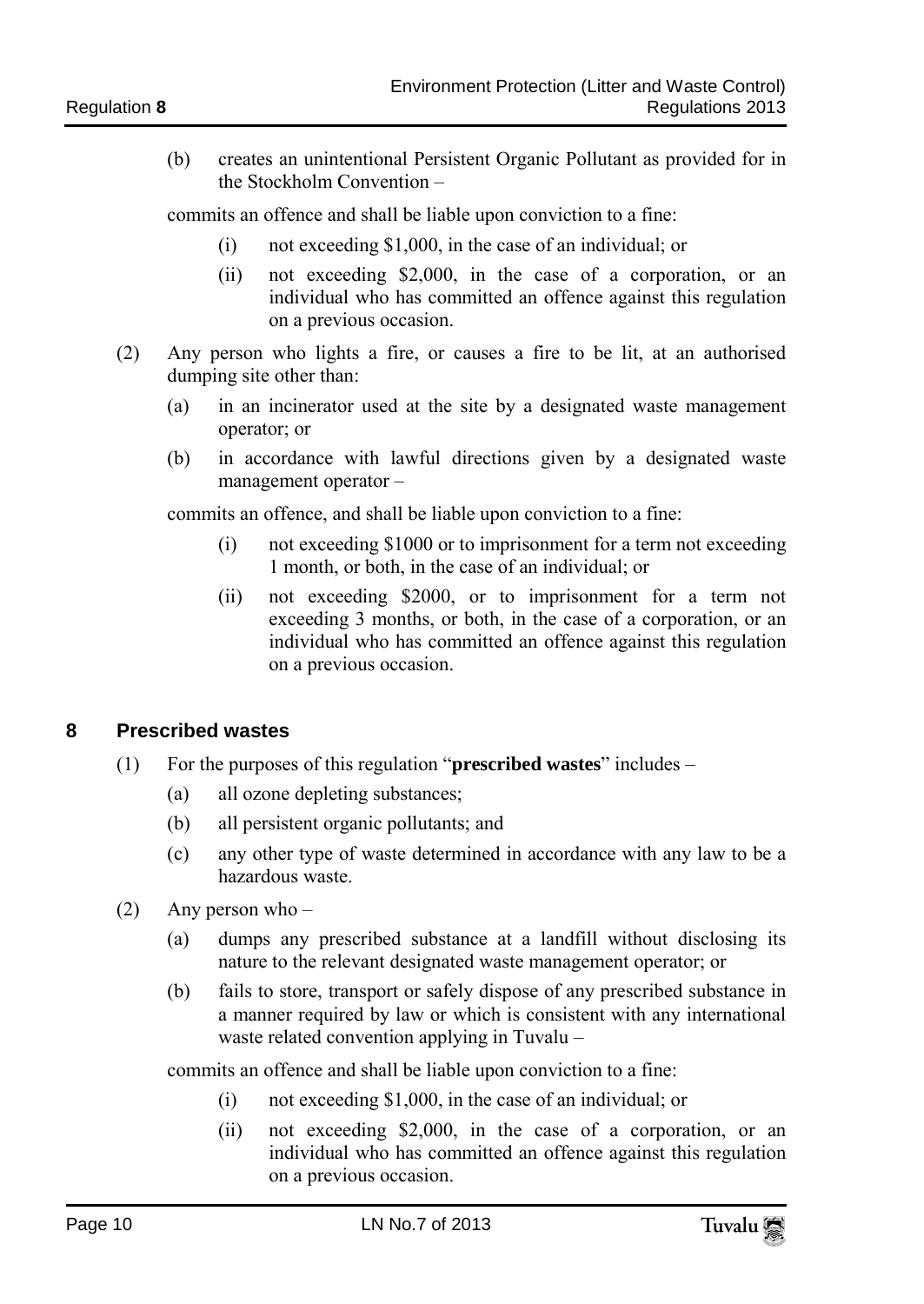(b) creates an unintentional Persistent Organic Pollutant as provided for in the Stockholm Convention –

commits an offence and shall be liable upon conviction to a fine:

(i) not exceeding $1,000, in the case of an individual; or

(ii) not exceeding $2,000, in the case of a corporation, or an individual who has committed an offence against this regulation on a previous occasion.

(2) Any person who lights a fire, or causes a fire to be lit, at an authorised dumping site other than:

(a) in an incinerator used at the site by a designated waste management operator; or

(b) in accordance with lawful directions given by a designated waste management operator –

commits an offence, and shall be liable upon conviction to a fine:

(i) not exceeding $1000 or to imprisonment for a term not exceeding 1 month, or both, in the case of an individual; or

(ii) not exceeding $2000, or to imprisonment for a term not exceeding 3 months, or both, in the case of a corporation, or an individual who has committed an offence against this regulation on a previous occasion.

## 8 Prescribed wastes

(1) For the purposes of this regulation "**prescribed wastes**" includes –

(a) all ozone depleting substances;

(b) all persistent organic pollutants; and

(c) any other type of waste determined in accordance with any law to be a hazardous waste.

(2) Any person who –

(a) dumps any prescribed substance at a landfill without disclosing its nature to the relevant designated waste management operator; or

(b) fails to store, transport or safely dispose of any prescribed substance in a manner required by law or which is consistent with any international waste related convention applying in Tuvalu –

commits an offence and shall be liable upon conviction to a fine:

(i) not exceeding $1,000, in the case of an individual; or

(ii) not exceeding $2,000, in the case of a corporation, or an individual who has committed an offence against this regulation on a previous occasion.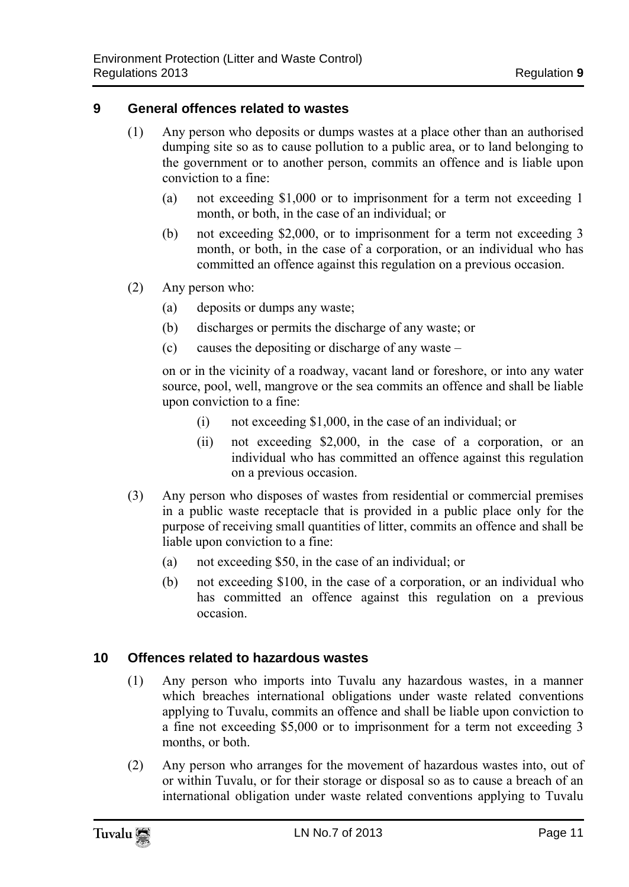## 9 General offences related to wastes

(1) Any person who deposits or dumps wastes at a place other than an authorised dumping site so as to cause pollution to a public area, or to land belonging to the government or to another person, commits an offence and is liable upon conviction to a fine:

(a) not exceeding $1,000 or to imprisonment for a term not exceeding 1 month, or both, in the case of an individual; or

(b) not exceeding $2,000, or to imprisonment for a term not exceeding 3 month, or both, in the case of a corporation, or an individual who has committed an offence against this regulation on a previous occasion.

(2) Any person who:

(a) deposits or dumps any waste;

(b) discharges or permits the discharge of any waste; or

(c) causes the depositing or discharge of any waste –

on or in the vicinity of a roadway, vacant land or foreshore, or into any water source, pool, well, mangrove or the sea commits an offence and shall be liable upon conviction to a fine:

(i) not exceeding $1,000, in the case of an individual; or

(ii) not exceeding $2,000, in the case of a corporation, or an individual who has committed an offence against this regulation on a previous occasion.

(3) Any person who disposes of wastes from residential or commercial premises in a public waste receptacle that is provided in a public place only for the purpose of receiving small quantities of litter, commits an offence and shall be liable upon conviction to a fine:

(a) not exceeding $50, in the case of an individual; or

(b) not exceeding $100, in the case of a corporation, or an individual who has committed an offence against this regulation on a previous occasion.

## 10 Offences related to hazardous wastes

(1) Any person who imports into Tuvalu any hazardous wastes, in a manner which breaches international obligations under waste related conventions applying to Tuvalu, commits an offence and shall be liable upon conviction to a fine not exceeding $5,000 or to imprisonment for a term not exceeding 3 months, or both.

(2) Any person who arranges for the movement of hazardous wastes into, out of or within Tuvalu, or for their storage or disposal so as to cause a breach of an international obligation under waste related conventions applying to Tuvalu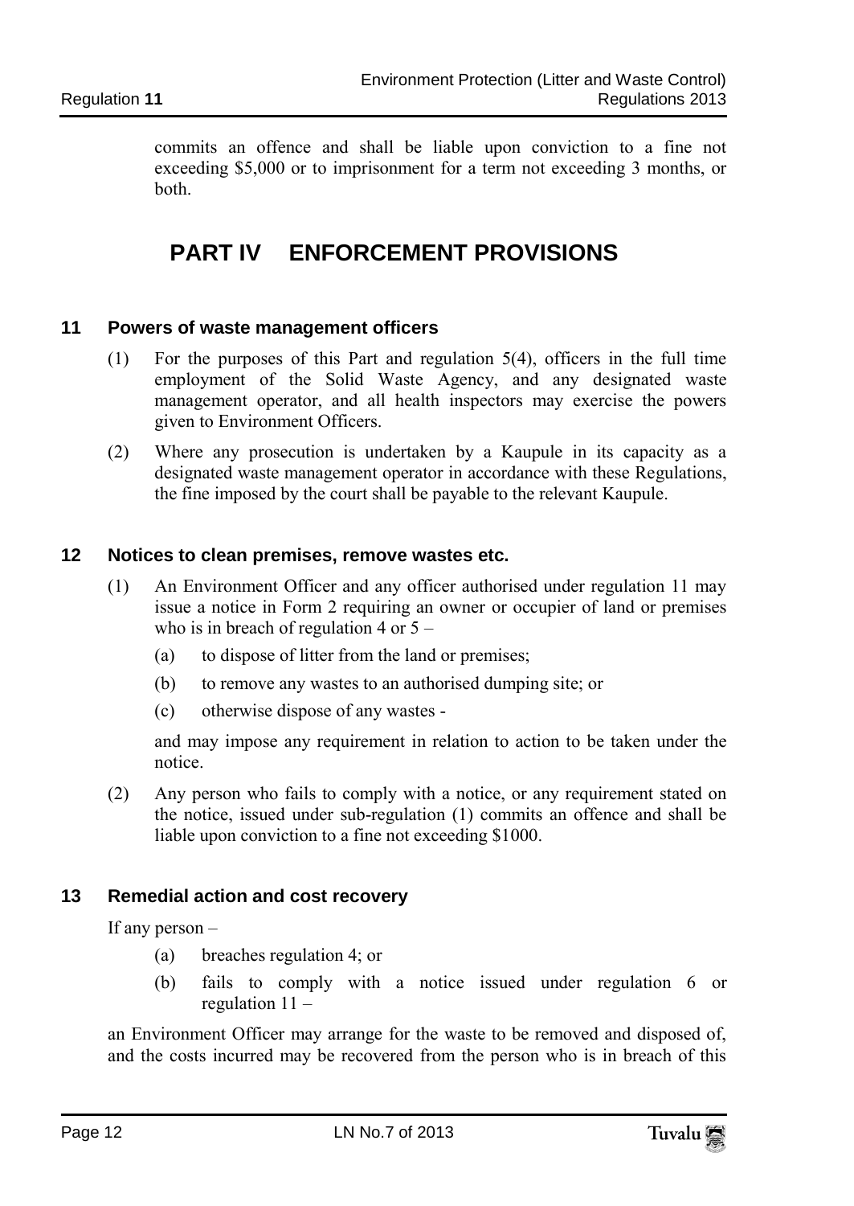commits an offence and shall be liable upon conviction to a fine not exceeding $5,000 or to imprisonment for a term not exceeding 3 months, or both.

# PART IV ENFORCEMENT PROVISIONS

### 11 Powers of waste management officers

(1) For the purposes of this Part and regulation 5(4), officers in the full time employment of the Solid Waste Agency, and any designated waste management operator, and all health inspectors may exercise the powers given to Environment Officers.

(2) Where any prosecution is undertaken by a Kaupule in its capacity as a designated waste management operator in accordance with these Regulations, the fine imposed by the court shall be payable to the relevant Kaupule.

### 12 Notices to clean premises, remove wastes etc.

(1) An Environment Officer and any officer authorised under regulation 11 may issue a notice in Form 2 requiring an owner or occupier of land or premises who is in breach of regulation 4 or 5 –

(a) to dispose of litter from the land or premises;

(b) to remove any wastes to an authorised dumping site; or

(c) otherwise dispose of any wastes -

and may impose any requirement in relation to action to be taken under the notice.

(2) Any person who fails to comply with a notice, or any requirement stated on the notice, issued under sub-regulation (1) commits an offence and shall be liable upon conviction to a fine not exceeding $1000.

### 13 Remedial action and cost recovery

If any person –

(a) breaches regulation 4; or

(b) fails to comply with a notice issued under regulation 6 or regulation 11 –

an Environment Officer may arrange for the waste to be removed and disposed of, and the costs incurred may be recovered from the person who is in breach of this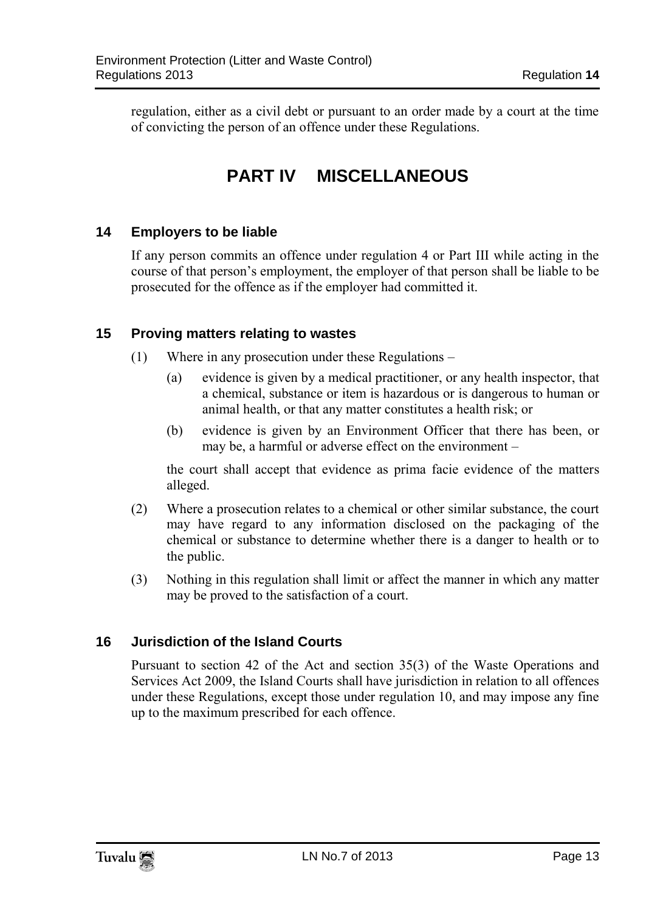regulation, either as a civil debt or pursuant to an order made by a court at the time of convicting the person of an offence under these Regulations.

# PART IV MISCELLANEOUS

### 14 Employers to be liable

If any person commits an offence under regulation 4 or Part III while acting in the course of that person's employment, the employer of that person shall be liable to be prosecuted for the offence as if the employer had committed it.

### 15 Proving matters relating to wastes

(1) Where in any prosecution under these Regulations –

(a) evidence is given by a medical practitioner, or any health inspector, that a chemical, substance or item is hazardous or is dangerous to human or animal health, or that any matter constitutes a health risk; or

(b) evidence is given by an Environment Officer that there has been, or may be, a harmful or adverse effect on the environment –

the court shall accept that evidence as prima facie evidence of the matters alleged.

(2) Where a prosecution relates to a chemical or other similar substance, the court may have regard to any information disclosed on the packaging of the chemical or substance to determine whether there is a danger to health or to the public.

(3) Nothing in this regulation shall limit or affect the manner in which any matter may be proved to the satisfaction of a court.

### 16 Jurisdiction of the Island Courts

Pursuant to section 42 of the Act and section 35(3) of the Waste Operations and Services Act 2009, the Island Courts shall have jurisdiction in relation to all offences under these Regulations, except those under regulation 10, and may impose any fine up to the maximum prescribed for each offence.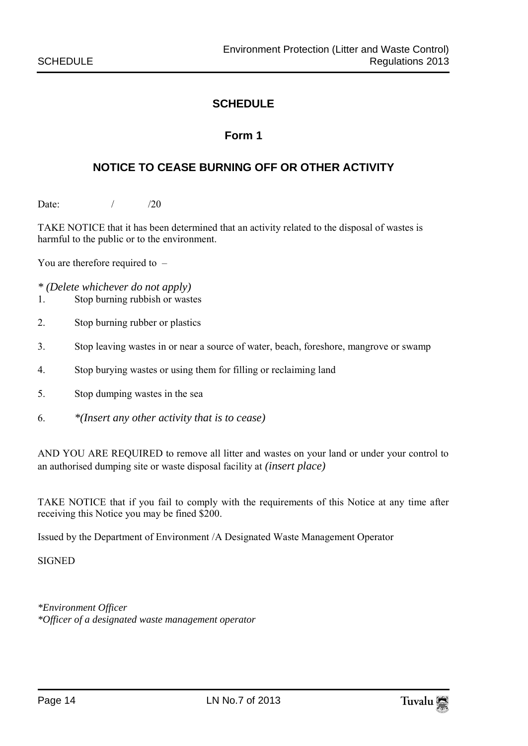# SCHEDULE

## Form 1

## NOTICE TO CEASE BURNING OFF OR OTHER ACTIVITY

Date: / /20

TAKE NOTICE that it has been determined that an activity related to the disposal of wastes is harmful to the public or to the environment.

You are therefore required to –

*\* (Delete whichever do not apply)*

1. Stop burning rubbish or wastes
2. Stop burning rubber or plastics
3. Stop leaving wastes in or near a source of water, beach, foreshore, mangrove or swamp
4. Stop burying wastes or using them for filling or reclaiming land
5. Stop dumping wastes in the sea
6. *\*(Insert any other activity that is to cease)*

AND YOU ARE REQUIRED to remove all litter and wastes on your land or under your control to an authorised dumping site or waste disposal facility at *(insert place)*

TAKE NOTICE that if you fail to comply with the requirements of this Notice at any time after receiving this Notice you may be fined $200.

Issued by the Department of Environment /A Designated Waste Management Operator

SIGNED

*\*Environment Officer*
*\*Officer of a designated waste management operator*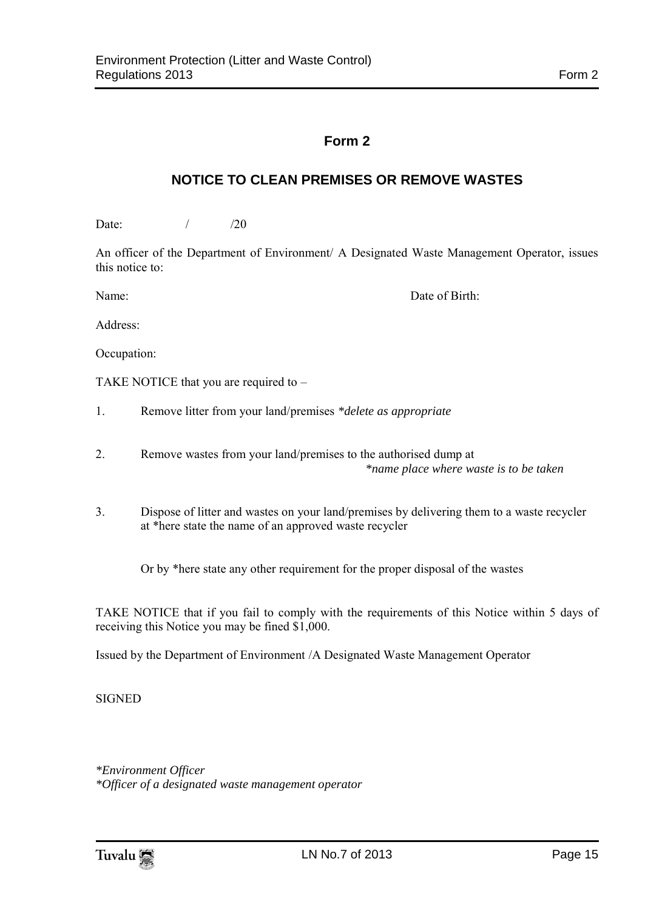## Form 2

## NOTICE TO CLEAN PREMISES OR REMOVE WASTES

Date: / /20

An officer of the Department of Environment/ A Designated Waste Management Operator, issues this notice to:

Name: Date of Birth:

Address:

Occupation:

TAKE NOTICE that you are required to –

1. Remove litter from your land/premises *\*delete as appropriate*

2. Remove wastes from your land/premises to the authorised dump at  
   *\*name place where waste is to be taken*

3. Dispose of litter and wastes on your land/premises by delivering them to a waste recycler at *here state the name of an approved waste recycler

   Or by *here state any other requirement for the proper disposal of the wastes

TAKE NOTICE that if you fail to comply with the requirements of this Notice within 5 days of receiving this Notice you may be fined $1,000.

Issued by the Department of Environment /A Designated Waste Management Operator

SIGNED

*\*Environment Officer*  
*\*Officer of a designated waste management operator*